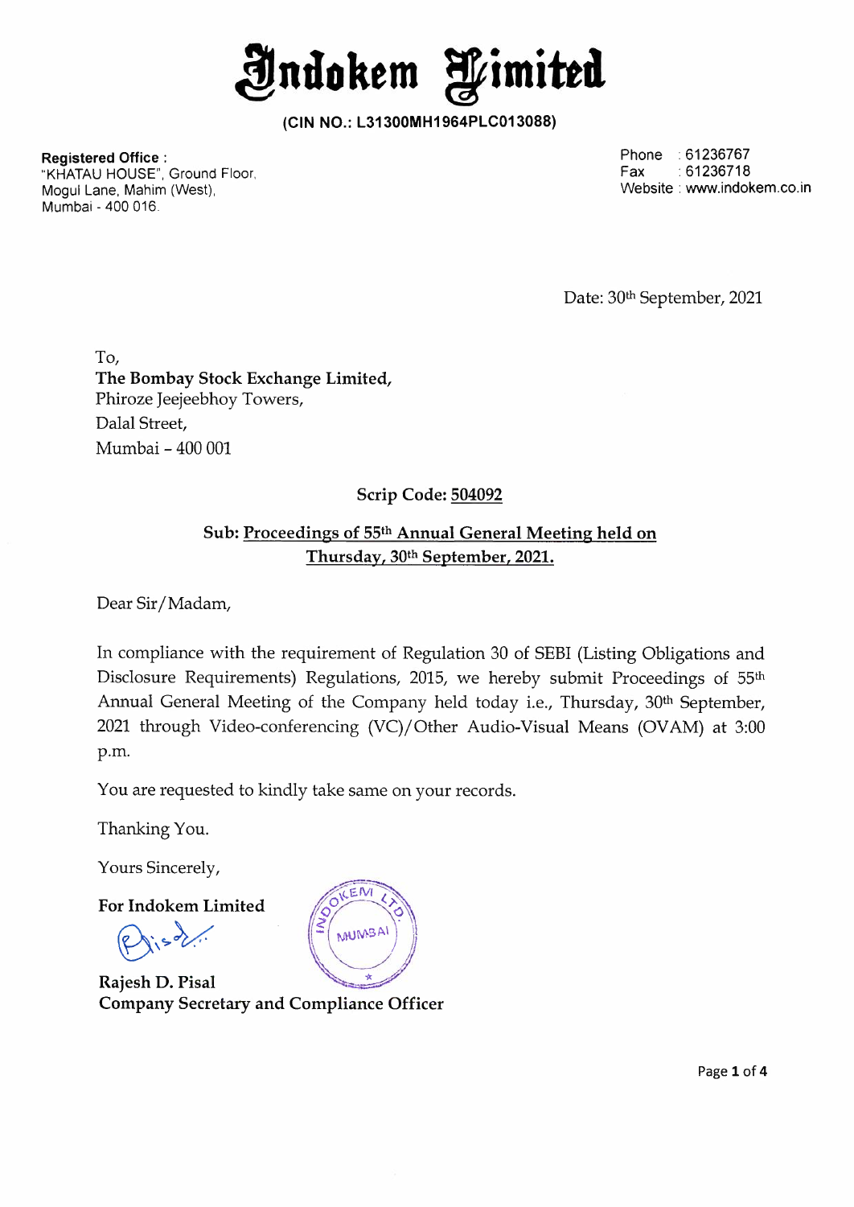# Indokem Limited

**(CIN NO.: L31300MH1964PLC013088)**

**Registered Office :**
"KHATAU HOUSE", Ground Floor,
Mogul Lane, Mahim (West),
Mumbai - 400 016.

Phone : 61236767
Fax : 61236718
Website : www.indokem.co.in

Date: 30th September, 2021

To,
**The Bombay Stock Exchange Limited,**
Phiroze Jeejeebhoy Towers,
Dalal Street,
Mumbai – 400 001

**Scrip Code: 504092**

**Sub: Proceedings of 55th Annual General Meeting held on Thursday, 30th September, 2021.**

Dear Sir/Madam,

In compliance with the requirement of Regulation 30 of SEBI (Listing Obligations and Disclosure Requirements) Regulations, 2015, we hereby submit Proceedings of 55th Annual General Meeting of the Company held today i.e., Thursday, 30th September, 2021 through Video-conferencing (VC)/Other Audio-Visual Means (OVAM) at 3:00 p.m.

You are requested to kindly take same on your records.

Thanking You.

Yours Sincerely,

**For Indokem Limited**

**Rajesh D. Pisal**
**Company Secretary and Compliance Officer**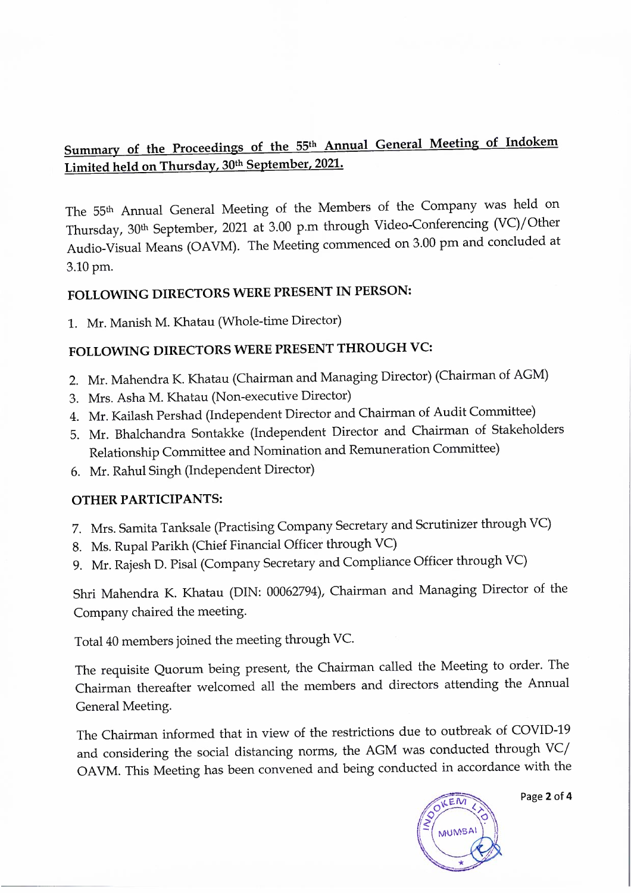**Summary of the Proceedings of the 55th Annual General Meeting of Indokem Limited held on Thursday, 30th September, 2021.**

The 55th Annual General Meeting of the Members of the Company was held on Thursday, 30th September, 2021 at 3.00 p.m through Video-Conferencing (VC)/Other Audio-Visual Means (OAVM). The Meeting commenced on 3.00 pm and concluded at 3.10 pm.

**FOLLOWING DIRECTORS WERE PRESENT IN PERSON:**

1. Mr. Manish M. Khatau (Whole-time Director)

**FOLLOWING DIRECTORS WERE PRESENT THROUGH VC:**

2. Mr. Mahendra K. Khatau (Chairman and Managing Director) (Chairman of AGM)
3. Mrs. Asha M. Khatau (Non-executive Director)
4. Mr. Kailash Pershad (Independent Director and Chairman of Audit Committee)
5. Mr. Bhalchandra Sontakke (Independent Director and Chairman of Stakeholders Relationship Committee and Nomination and Remuneration Committee)
6. Mr. Rahul Singh (Independent Director)

**OTHER PARTICIPANTS:**

7. Mrs. Samita Tanksale (Practising Company Secretary and Scrutinizer through VC)
8. Ms. Rupal Parikh (Chief Financial Officer through VC)
9. Mr. Rajesh D. Pisal (Company Secretary and Compliance Officer through VC)

Shri Mahendra K. Khatau (DIN: 00062794), Chairman and Managing Director of the Company chaired the meeting.

Total 40 members joined the meeting through VC.

The requisite Quorum being present, the Chairman called the Meeting to order. The Chairman thereafter welcomed all the members and directors attending the Annual General Meeting.

The Chairman informed that in view of the restrictions due to outbreak of COVID-19 and considering the social distancing norms, the AGM was conducted through VC/ OAVM. This Meeting has been convened and being conducted in accordance with the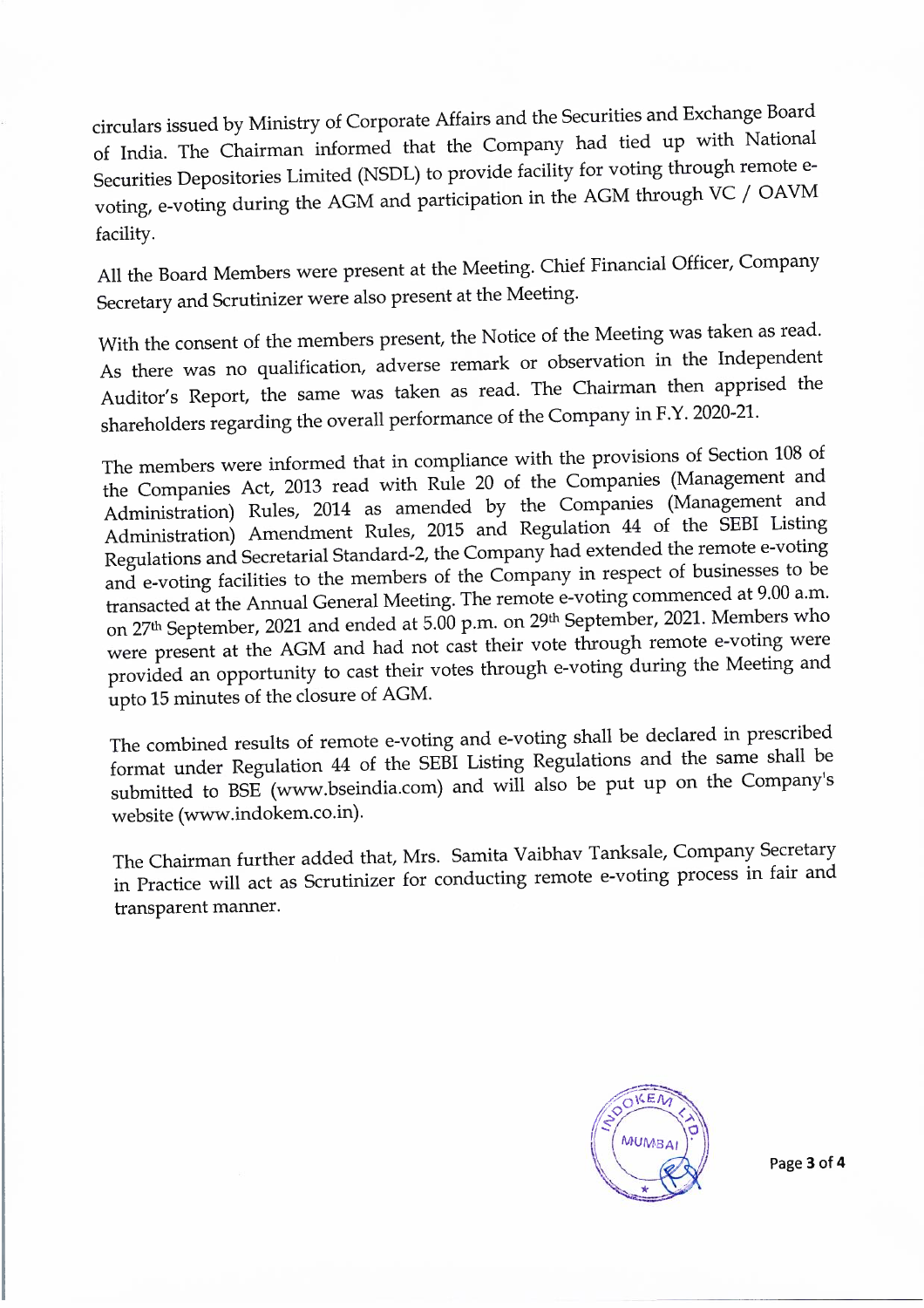circulars issued by Ministry of Corporate Affairs and the Securities and Exchange Board of India. The Chairman informed that the Company had tied up with National Securities Depositories Limited (NSDL) to provide facility for voting through remote e-voting, e-voting during the AGM and participation in the AGM through VC / OAVM facility.

All the Board Members were present at the Meeting. Chief Financial Officer, Company Secretary and Scrutinizer were also present at the Meeting.

With the consent of the members present, the Notice of the Meeting was taken as read. As there was no qualification, adverse remark or observation in the Independent Auditor's Report, the same was taken as read. The Chairman then apprised the shareholders regarding the overall performance of the Company in F.Y. 2020-21.

The members were informed that in compliance with the provisions of Section 108 of the Companies Act, 2013 read with Rule 20 of the Companies (Management and Administration) Rules, 2014 as amended by the Companies (Management and Administration) Amendment Rules, 2015 and Regulation 44 of the SEBI Listing Regulations and Secretarial Standard-2, the Company had extended the remote e-voting and e-voting facilities to the members of the Company in respect of businesses to be transacted at the Annual General Meeting. The remote e-voting commenced at 9.00 a.m. on 27th September, 2021 and ended at 5.00 p.m. on 29th September, 2021. Members who were present at the AGM and had not cast their vote through remote e-voting were provided an opportunity to cast their votes through e-voting during the Meeting and upto 15 minutes of the closure of AGM.

The combined results of remote e-voting and e-voting shall be declared in prescribed format under Regulation 44 of the SEBI Listing Regulations and the same shall be submitted to BSE (www.bseindia.com) and will also be put up on the Company's website (www.indokem.co.in).

The Chairman further added that, Mrs. Samita Vaibhav Tanksale, Company Secretary in Practice will act as Scrutinizer for conducting remote e-voting process in fair and transparent manner.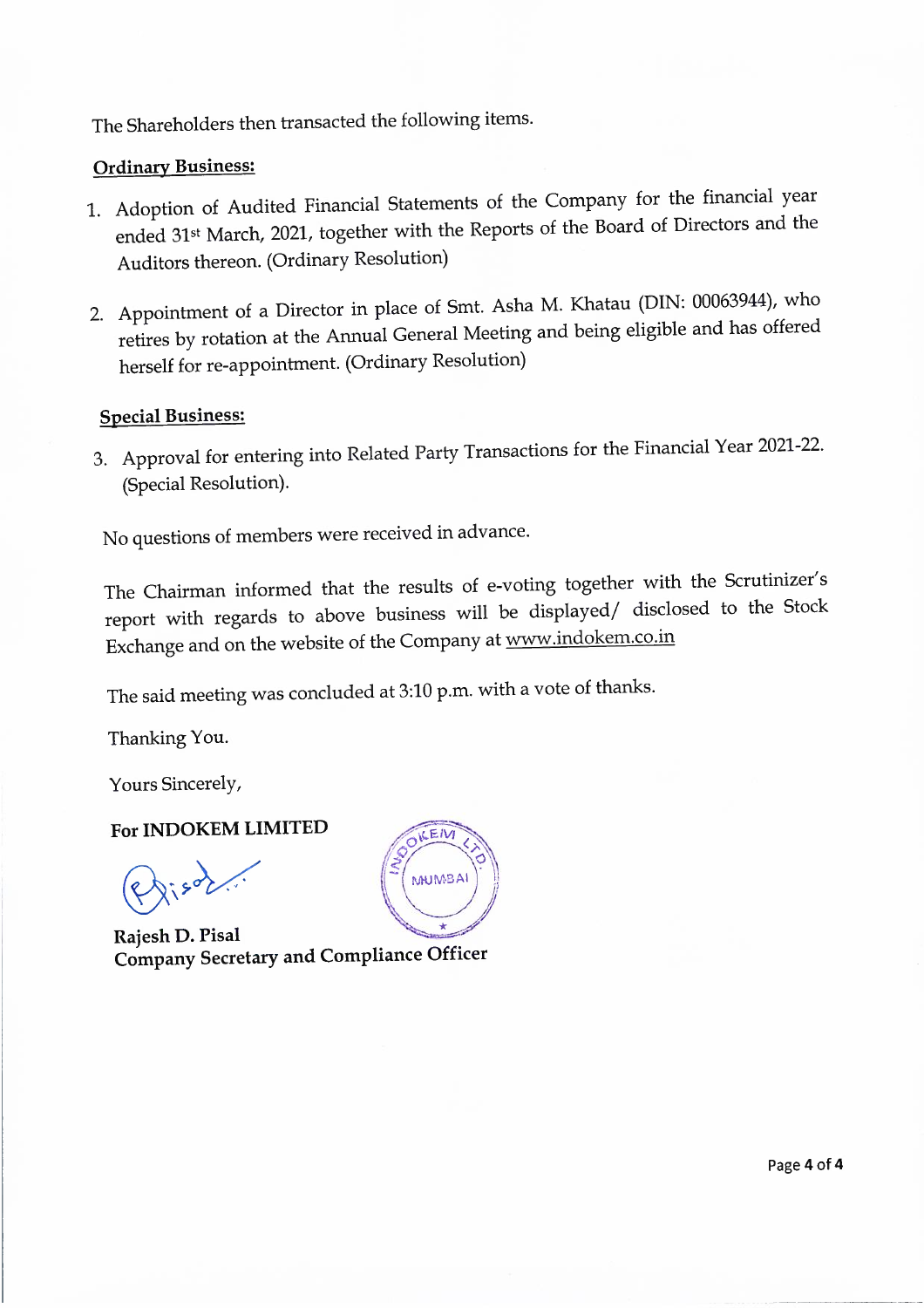The Shareholders then transacted the following items.

**Ordinary Business:**

1. Adoption of Audited Financial Statements of the Company for the financial year ended 31st March, 2021, together with the Reports of the Board of Directors and the Auditors thereon. (Ordinary Resolution)

2. Appointment of a Director in place of Smt. Asha M. Khatau (DIN: 00063944), who retires by rotation at the Annual General Meeting and being eligible and has offered herself for re-appointment. (Ordinary Resolution)

**Special Business:**

3. Approval for entering into Related Party Transactions for the Financial Year 2021-22. (Special Resolution).

No questions of members were received in advance.

The Chairman informed that the results of e-voting together with the Scrutinizer's report with regards to above business will be displayed/ disclosed to the Stock Exchange and on the website of the Company at www.indokem.co.in

The said meeting was concluded at 3:10 p.m. with a vote of thanks.

Thanking You.

Yours Sincerely,

**For INDOKEM LIMITED**

**Rajesh D. Pisal**
**Company Secretary and Compliance Officer**